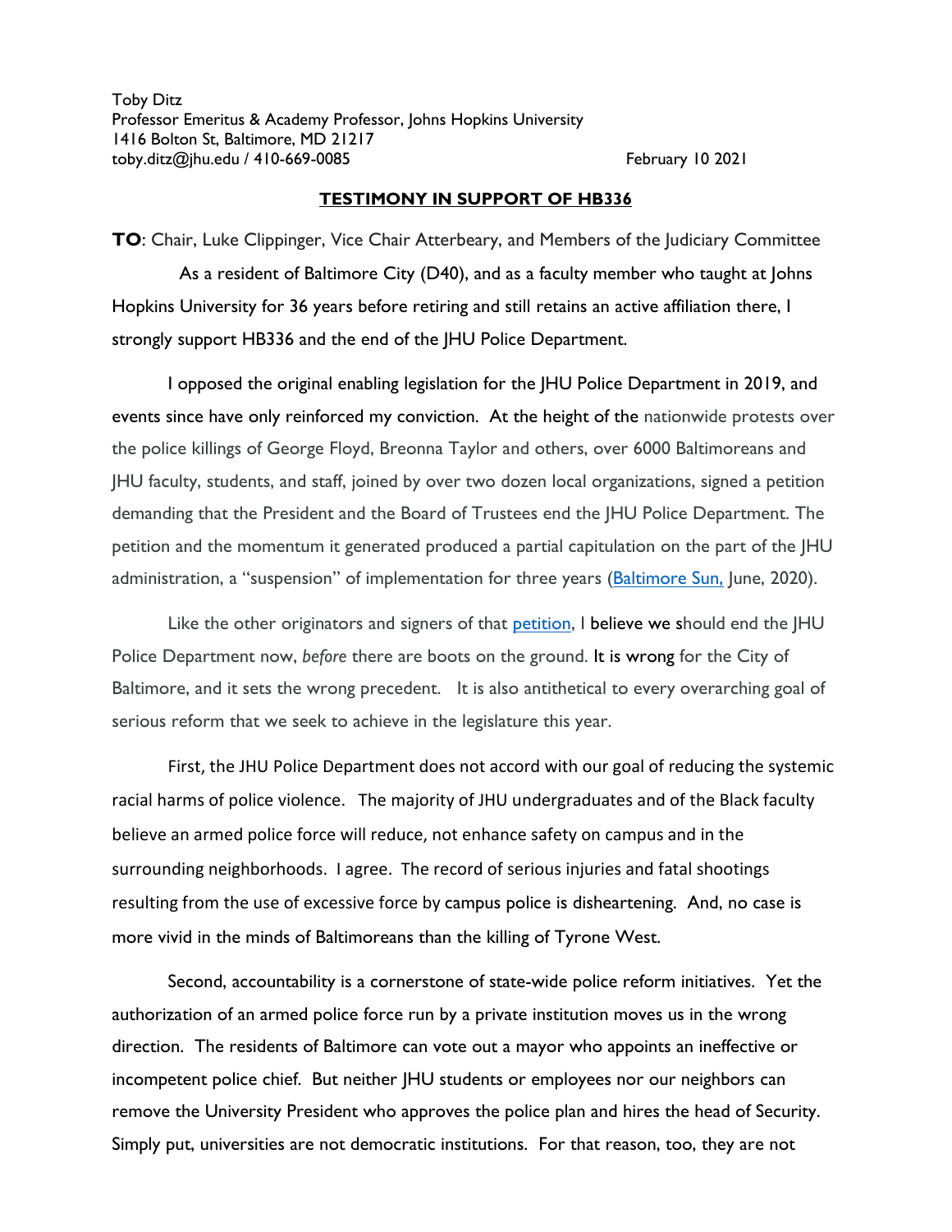Toby Ditz  
Professor Emeritus & Academy Professor, Johns Hopkins University  
1416 Bolton St, Baltimore, MD 21217  
toby.ditz@jhu.edu / 410-669-0085 February 10 2021

**TESTIMONY IN SUPPORT OF HB336**

**TO**: Chair, Luke Clippinger, Vice Chair Atterbeary, and Members of the Judiciary Committee

As a resident of Baltimore City (D40), and as a faculty member who taught at Johns Hopkins University for 36 years before retiring and still retains an active affiliation there, I strongly support HB336 and the end of the JHU Police Department.

I opposed the original enabling legislation for the JHU Police Department in 2019, and events since have only reinforced my conviction. At the height of the nationwide protests over the police killings of George Floyd, Breonna Taylor and others, over 6000 Baltimoreans and JHU faculty, students, and staff, joined by over two dozen local organizations, signed a petition demanding that the President and the Board of Trustees end the JHU Police Department. The petition and the momentum it generated produced a partial capitulation on the part of the JHU administration, a "suspension" of implementation for three years (Baltimore Sun, June, 2020).

Like the other originators and signers of that petition, I believe we should end the JHU Police Department now, *before* there are boots on the ground. It is wrong for the City of Baltimore, and it sets the wrong precedent. It is also antithetical to every overarching goal of serious reform that we seek to achieve in the legislature this year.

First, the JHU Police Department does not accord with our goal of reducing the systemic racial harms of police violence. The majority of JHU undergraduates and of the Black faculty believe an armed police force will reduce, not enhance safety on campus and in the surrounding neighborhoods. I agree. The record of serious injuries and fatal shootings resulting from the use of excessive force by campus police is disheartening. And, no case is more vivid in the minds of Baltimoreans than the killing of Tyrone West.

Second, accountability is a cornerstone of state-wide police reform initiatives. Yet the authorization of an armed police force run by a private institution moves us in the wrong direction. The residents of Baltimore can vote out a mayor who appoints an ineffective or incompetent police chief. But neither JHU students or employees nor our neighbors can remove the University President who approves the police plan and hires the head of Security. Simply put, universities are not democratic institutions. For that reason, too, they are not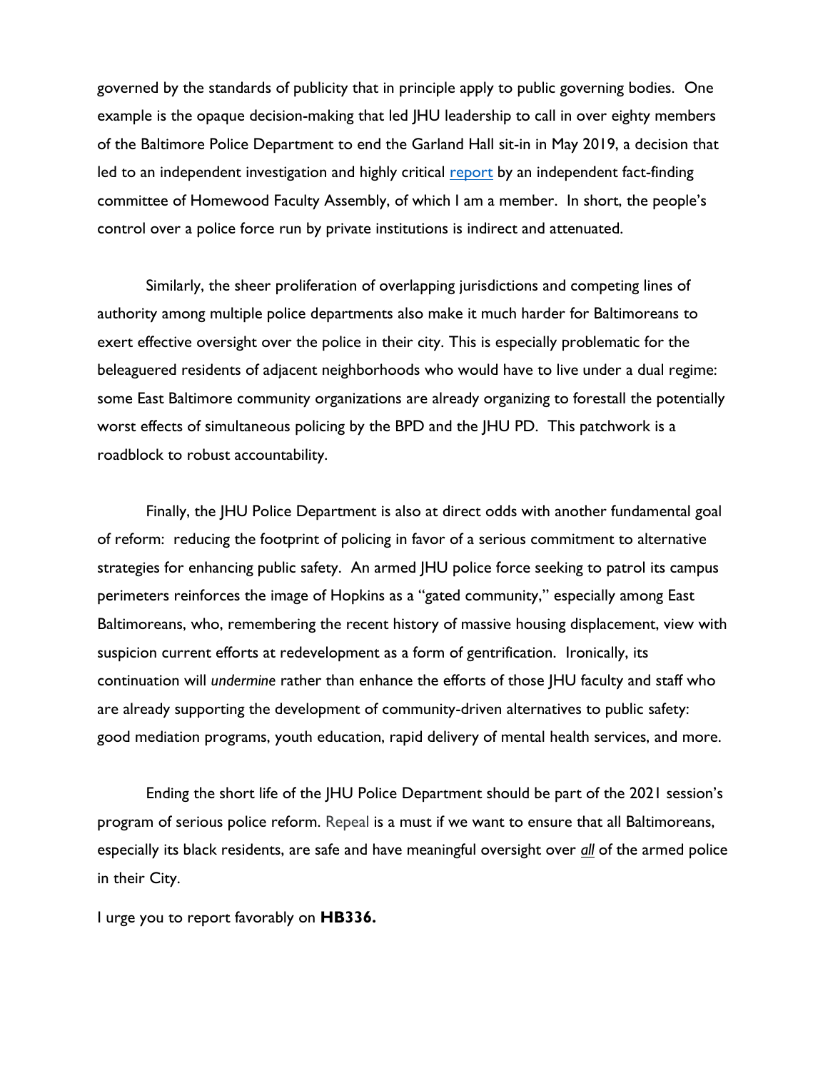governed by the standards of publicity that in principle apply to public governing bodies. One example is the opaque decision-making that led JHU leadership to call in over eighty members of the Baltimore Police Department to end the Garland Hall sit-in in May 2019, a decision that led to an independent investigation and highly critical report by an independent fact-finding committee of Homewood Faculty Assembly, of which I am a member. In short, the people's control over a police force run by private institutions is indirect and attenuated.

Similarly, the sheer proliferation of overlapping jurisdictions and competing lines of authority among multiple police departments also make it much harder for Baltimoreans to exert effective oversight over the police in their city. This is especially problematic for the beleaguered residents of adjacent neighborhoods who would have to live under a dual regime: some East Baltimore community organizations are already organizing to forestall the potentially worst effects of simultaneous policing by the BPD and the JHU PD. This patchwork is a roadblock to robust accountability.

Finally, the JHU Police Department is also at direct odds with another fundamental goal of reform: reducing the footprint of policing in favor of a serious commitment to alternative strategies for enhancing public safety. An armed JHU police force seeking to patrol its campus perimeters reinforces the image of Hopkins as a "gated community," especially among East Baltimoreans, who, remembering the recent history of massive housing displacement, view with suspicion current efforts at redevelopment as a form of gentrification. Ironically, its continuation will *undermine* rather than enhance the efforts of those JHU faculty and staff who are already supporting the development of community-driven alternatives to public safety: good mediation programs, youth education, rapid delivery of mental health services, and more.

Ending the short life of the JHU Police Department should be part of the 2021 session's program of serious police reform. Repeal is a must if we want to ensure that all Baltimoreans, especially its black residents, are safe and have meaningful oversight over ***all*** of the armed police in their City.

I urge you to report favorably on **HB336.**